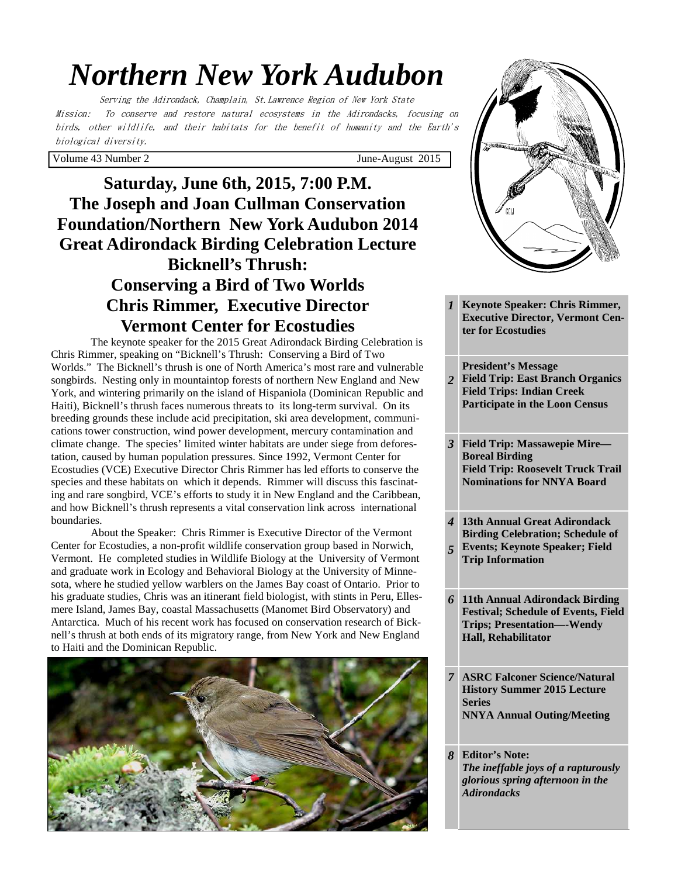# Northern New York Audubon

Serving the Adirondack, Champlain, St.Lawrence Region of New York State

Mission: To conserve and restore natural ecosystems in the Adirondacks, focusing on birds, other wildlife, and their habitats for the benefit of humanity and the Earth's biological diversity.

Volume 43 Number 2 — June-August 2015

## Saturday, June 6th, 2015, 7:00 P.M.
## The Joseph and Joan Cullman Conservation Foundation/Northern New York Audubon 2014 Great Adirondack Birding Celebration Lecture
## Bicknell's Thrush: Conserving a Bird of Two Worlds
## Chris Rimmer, Executive Director Vermont Center for Ecostudies

The keynote speaker for the 2015 Great Adirondack Birding Celebration is Chris Rimmer, speaking on "Bicknell's Thrush: Conserving a Bird of Two Worlds." The Bicknell's thrush is one of North America's most rare and vulnerable songbirds. Nesting only in mountaintop forests of northern New England and New York, and wintering primarily on the island of Hispaniola (Dominican Republic and Haiti), Bicknell's thrush faces numerous threats to its long-term survival. On its breeding grounds these include acid precipitation, ski area development, communications tower construction, wind power development, mercury contamination and climate change. The species' limited winter habitats are under siege from deforestation, caused by human population pressures. Since 1992, Vermont Center for Ecostudies (VCE) Executive Director Chris Rimmer has led efforts to conserve the species and these habitats on which it depends. Rimmer will discuss this fascinating and rare songbird, VCE's efforts to study it in New England and the Caribbean, and how Bicknell's thrush represents a vital conservation link across international boundaries.

About the Speaker: Chris Rimmer is Executive Director of the Vermont Center for Ecostudies, a non-profit wildlife conservation group based in Norwich, Vermont. He completed studies in Wildlife Biology at the University of Vermont and graduate work in Ecology and Behavioral Biology at the University of Minnesota, where he studied yellow warblers on the James Bay coast of Ontario. Prior to his graduate studies, Chris was an itinerant field biologist, with stints in Peru, Ellesmere Island, James Bay, coastal Massachusetts (Manomet Bird Observatory) and Antarctica. Much of his recent work has focused on conservation research of Bicknell's thrush at both ends of its migratory range, from New York and New England to Haiti and the Dominican Republic.

| Page | Contents |
|---|---|
| 1 | **Keynote Speaker: Chris Rimmer, Executive Director, Vermont Center for Ecostudies** |
| 2 | **President's Message; Field Trip: East Branch Organics; Field Trips: Indian Creek; Participate in the Loon Census** |
| 3 | **Field Trip: Massawepie Mire—Boreal Birding; Field Trip: Roosevelt Truck Trail; Nominations for NNYA Board** |
| 4, 5 | **13th Annual Great Adirondack Birding Celebration; Schedule of Events; Keynote Speaker; Field Trip Information** |
| 6 | **11th Annual Adirondack Birding Festival; Schedule of Events, Field Trips; Presentation—Wendy Hall, Rehabilitator** |
| 7 | **ASRC Falconer Science/Natural History Summer 2015 Lecture Series; NNYA Annual Outing/Meeting** |
| 8 | **Editor's Note:** ***The ineffable joys of a rapturously glorious spring afternoon in the Adirondacks*** |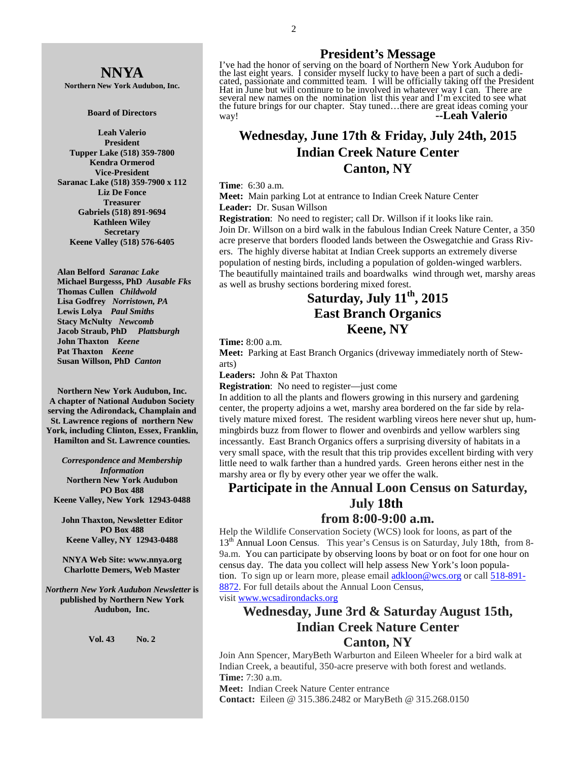# NNYA

**Northern New York Audubon, Inc.**

**Board of Directors**

**Leah Valerio**
**President**
**Tupper Lake (518) 359-7800**
**Kendra Ormerod**
**Vice-President**
**Saranac Lake (518) 359-7900 x 112**
**Liz De Fonce**
**Treasurer**
**Gabriels (518) 891-9694**
**Kathleen Wiley**
**Secretary**
**Keene Valley (518) 576-6405**

**Alan Belford** ***Saranac Lake***
**Michael Burgesss, PhD** ***Ausable Fks***
**Thomas Cullen** ***Childwold***
**Lisa Godfrey** ***Norristown, PA***
**Lewis Lolya** ***Paul Smiths***
**Stacy McNulty** ***Newcomb***
**Jacob Straub, PhD** ***Plattsburgh***
**John Thaxton** ***Keene***
**Pat Thaxton** ***Keene***
**Susan Willson, PhD** ***Canton***

**Northern New York Audubon, Inc. A chapter of National Audubon Society serving the Adirondack, Champlain and St. Lawrence regions of northern New York, including Clinton, Essex, Franklin, Hamilton and St. Lawrence counties.**

***Correspondence and Membership Information***
**Northern New York Audubon**
**PO Box 488**
**Keene Valley, New York 12943-0488**

**John Thaxton, Newsletter Editor**
**PO Box 488**
**Keene Valley, NY 12943-0488**

**NNYA Web Site: www.nnya.org**
**Charlotte Demers, Web Master**

***Northern New York Audubon Newsletter*** **is published by Northern New York Audubon, Inc.**

**Vol. 43 No. 2**

## President's Message

I've had the honor of serving on the board of Northern New York Audubon for the last eight years. I consider myself lucky to have been a part of such a dedicated, passionate and committed team. I will be officially taking off the President Hat in June but will continure to be involved in whatever way I can. There are several new names on the nomination list this year and I'm excited to see what the future brings for our chapter. Stay tuned…there are great ideas coming your way! **--Leah Valerio**

## Wednesday, June 17th & Friday, July 24th, 2015
## Indian Creek Nature Center
## Canton, NY

**Time**: 6:30 a.m.
**Meet:** Main parking Lot at entrance to Indian Creek Nature Center
**Leader:** Dr. Susan Willson
**Registration**: No need to register; call Dr. Willson if it looks like rain.
Join Dr. Willson on a bird walk in the fabulous Indian Creek Nature Center, a 350 acre preserve that borders flooded lands between the Oswegatchie and Grass Rivers. The highly diverse habitat at Indian Creek supports an extremely diverse population of nesting birds, including a population of golden-winged warblers. The beautifully maintained trails and boardwalks wind through wet, marshy areas as well as brushy sections bordering mixed forest.

## Saturday, July 11th, 2015
## East Branch Organics
## Keene, NY

**Time:** 8:00 a.m.
**Meet:** Parking at East Branch Organics (driveway immediately north of Stewarts)
**Leaders:** John & Pat Thaxton
**Registration**: No need to register—just come
In addition to all the plants and flowers growing in this nursery and gardening center, the property adjoins a wet, marshy area bordered on the far side by relatively mature mixed forest. The resident warbling vireos here never shut up, hummingbirds buzz from flower to flower and ovenbirds and yellow warblers sing incessantly. East Branch Organics offers a surprising diversity of habitats in a very small space, with the result that this trip provides excellent birding with very little need to walk farther than a hundred yards. Green herons either nest in the marshy area or fly by every other year we offer the walk.

## Participate in the Annual Loon Census on Saturday, July 18th from 8:00-9:00 a.m.

Help the Wildlife Conservation Society (WCS) look for loons, as part of the 13th Annual Loon Census. This year's Census is on Saturday, July 18th, from 8-9a.m. You can participate by observing loons by boat or on foot for one hour on census day. The data you collect will help assess New York's loon population. To sign up or learn more, please email adkloon@wcs.org or call 518-891-8872. For full details about the Annual Loon Census, visit www.wcsadirondacks.org

## Wednesday, June 3rd & Saturday August 15th, Indian Creek Nature Center
## Canton, NY

Join Ann Spencer, MaryBeth Warburton and Eileen Wheeler for a bird walk at Indian Creek, a beautiful, 350-acre preserve with both forest and wetlands.
**Time:** 7:30 a.m.
**Meet:** Indian Creek Nature Center entrance
**Contact:** Eileen @ 315.386.2482 or MaryBeth @ 315.268.0150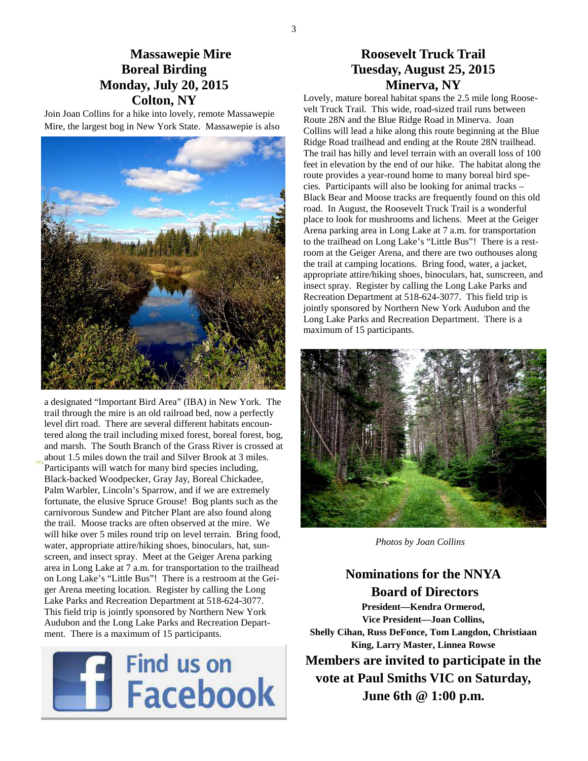## Massawepie Mire
## Boreal Birding
## Monday, July 20, 2015
## Colton, NY

Join Joan Collins for a hike into lovely, remote Massawepie Mire, the largest bog in New York State. Massawepie is also a designated "Important Bird Area" (IBA) in New York. The trail through the mire is an old railroad bed, now a perfectly level dirt road. There are several different habitats encountered along the trail including mixed forest, boreal forest, bog, and marsh. The South Branch of the Grass River is crossed at about 1.5 miles down the trail and Silver Brook at 3 miles. Participants will watch for many bird species including, Black-backed Woodpecker, Gray Jay, Boreal Chickadee, Palm Warbler, Lincoln's Sparrow, and if we are extremely fortunate, the elusive Spruce Grouse! Bog plants such as the carnivorous Sundew and Pitcher Plant are also found along the trail. Moose tracks are often observed at the mire. We will hike over 5 miles round trip on level terrain. Bring food, water, appropriate attire/hiking shoes, binoculars, hat, sunscreen, and insect spray. Meet at the Geiger Arena parking area in Long Lake at 7 a.m. for transportation to the trailhead on Long Lake's "Little Bus"! There is a restroom at the Geiger Arena meeting location. Register by calling the Long Lake Parks and Recreation Department at 518-624-3077. This field trip is jointly sponsored by Northern New York Audubon and the Long Lake Parks and Recreation Department. There is a maximum of 15 participants.

Find us on Facebook

## Roosevelt Truck Trail
## Tuesday, August 25, 2015
## Minerva, NY

Lovely, mature boreal habitat spans the 2.5 mile long Roosevelt Truck Trail. This wide, road-sized trail runs between Route 28N and the Blue Ridge Road in Minerva. Joan Collins will lead a hike along this route beginning at the Blue Ridge Road trailhead and ending at the Route 28N trailhead. The trail has hilly and level terrain with an overall loss of 100 feet in elevation by the end of our hike. The habitat along the route provides a year-round home to many boreal bird species. Participants will also be looking for animal tracks – Black Bear and Moose tracks are frequently found on this old road. In August, the Roosevelt Truck Trail is a wonderful place to look for mushrooms and lichens. Meet at the Geiger Arena parking area in Long Lake at 7 a.m. for transportation to the trailhead on Long Lake's "Little Bus"! There is a restroom at the Geiger Arena, and there are two outhouses along the trail at camping locations. Bring food, water, a jacket, appropriate attire/hiking shoes, binoculars, hat, sunscreen, and insect spray. Register by calling the Long Lake Parks and Recreation Department at 518-624-3077. This field trip is jointly sponsored by Northern New York Audubon and the Long Lake Parks and Recreation Department. There is a maximum of 15 participants.

*Photos by Joan Collins*

## Nominations for the NNYA Board of Directors

**President—Kendra Ormerod,**
**Vice President—Joan Collins,**
**Shelly Cihan, Russ DeFonce, Tom Langdon, Christiaan King, Larry Master, Linnea Rowse**

**Members are invited to participate in the vote at Paul Smiths VIC on Saturday, June 6th @ 1:00 p.m.**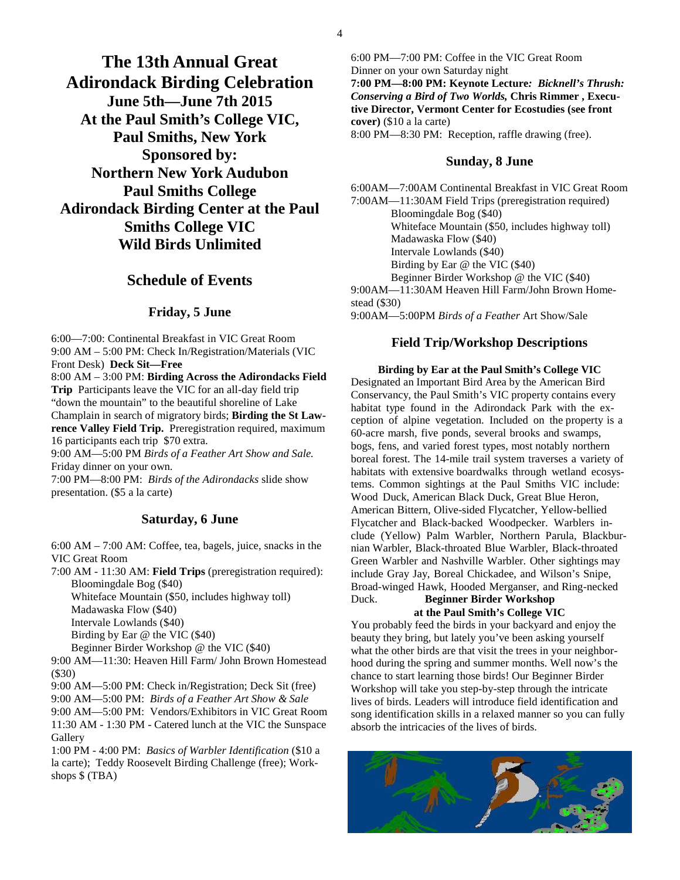# The 13th Annual Great Adirondack Birding Celebration

**June 5th—June 7th 2015**
**At the Paul Smith's College VIC, Paul Smiths, New York**
**Sponsored by:**
**Northern New York Audubon**
**Paul Smiths College**
**Adirondack Birding Center at the Paul Smiths College VIC**
**Wild Birds Unlimited**

## Schedule of Events

### Friday, 5 June

6:00—7:00: Continental Breakfast in VIC Great Room
9:00 AM – 5:00 PM: Check In/Registration/Materials (VIC Front Desk) **Deck Sit—Free**
8:00 AM – 3:00 PM: **Birding Across the Adirondacks Field Trip** Participants leave the VIC for an all-day field trip "down the mountain" to the beautiful shoreline of Lake Champlain in search of migratory birds; **Birding the St Lawrence Valley Field Trip.** Preregistration required, maximum 16 participants each trip $70 extra.
9:00 AM—5:00 PM *Birds of a Feather Art Show and Sale.*
Friday dinner on your own.
7:00 PM—8:00 PM: *Birds of the Adirondacks* slide show presentation. ($5 a la carte)

### Saturday, 6 June

6:00 AM – 7:00 AM: Coffee, tea, bagels, juice, snacks in the VIC Great Room
7:00 AM - 11:30 AM: **Field Trips** (preregistration required):
- Bloomingdale Bog ($40)
- Whiteface Mountain ($50, includes highway toll)
- Madawaska Flow ($40)
- Intervale Lowlands ($40)
- Birding by Ear @ the VIC ($40)
- Beginner Birder Workshop @ the VIC ($40)

9:00 AM—11:30: Heaven Hill Farm/ John Brown Homestead ($30)
9:00 AM—5:00 PM: Check in/Registration; Deck Sit (free)
9:00 AM—5:00 PM: *Birds of a Feather Art Show & Sale*
9:00 AM—5:00 PM: Vendors/Exhibitors in VIC Great Room
11:30 AM - 1:30 PM - Catered lunch at the VIC the Sunspace Gallery
1:00 PM - 4:00 PM: *Basics of Warbler Identification* ($10 a la carte); Teddy Roosevelt Birding Challenge (free); Workshops $ (TBA)
6:00 PM—7:00 PM: Coffee in the VIC Great Room
Dinner on your own Saturday night
**7:00 PM—8:00 PM: Keynote Lecture*: Bicknell's Thrush: Conserving a Bird of Two Worlds,* Chris Rimmer , Executive Director, Vermont Center for Ecostudies (see front cover)** ($10 a la carte)
8:00 PM—8:30 PM: Reception, raffle drawing (free).

### Sunday, 8 June

6:00AM—7:00AM Continental Breakfast in VIC Great Room
7:00AM—11:30AM Field Trips (preregistration required)
- Bloomingdale Bog ($40)
- Whiteface Mountain ($50, includes highway toll)
- Madawaska Flow ($40)
- Intervale Lowlands ($40)
- Birding by Ear @ the VIC ($40)
- Beginner Birder Workshop @ the VIC ($40)

9:00AM—11:30AM Heaven Hill Farm/John Brown Homestead ($30)
9:00AM—5:00PM *Birds of a Feather* Art Show/Sale

## Field Trip/Workshop Descriptions

**Birding by Ear at the Paul Smith's College VIC**

Designated an Important Bird Area by the American Bird Conservancy, the Paul Smith's VIC property contains every habitat type found in the Adirondack Park with the exception of alpine vegetation. Included on the property is a 60-acre marsh, five ponds, several brooks and swamps, bogs, fens, and varied forest types, most notably northern boreal forest. The 14-mile trail system traverses a variety of habitats with extensive boardwalks through wetland ecosystems. Common sightings at the Paul Smiths VIC include: Wood Duck, American Black Duck, Great Blue Heron, American Bittern, Olive-sided Flycatcher, Yellow-bellied Flycatcher and Black-backed Woodpecker. Warblers include (Yellow) Palm Warbler, Northern Parula, Blackburnian Warbler, Black-throated Blue Warbler, Black-throated Green Warbler and Nashville Warbler. Other sightings may include Gray Jay, Boreal Chickadee, and Wilson's Snipe, Broad-winged Hawk, Hooded Merganser, and Ring-necked Duck.

**Beginner Birder Workshop at the Paul Smith's College VIC**

You probably feed the birds in your backyard and enjoy the beauty they bring, but lately you've been asking yourself what the other birds are that visit the trees in your neighborhood during the spring and summer months. Well now's the chance to start learning those birds! Our Beginner Birder Workshop will take you step-by-step through the intricate lives of birds. Leaders will introduce field identification and song identification skills in a relaxed manner so you can fully absorb the intricacies of the lives of birds.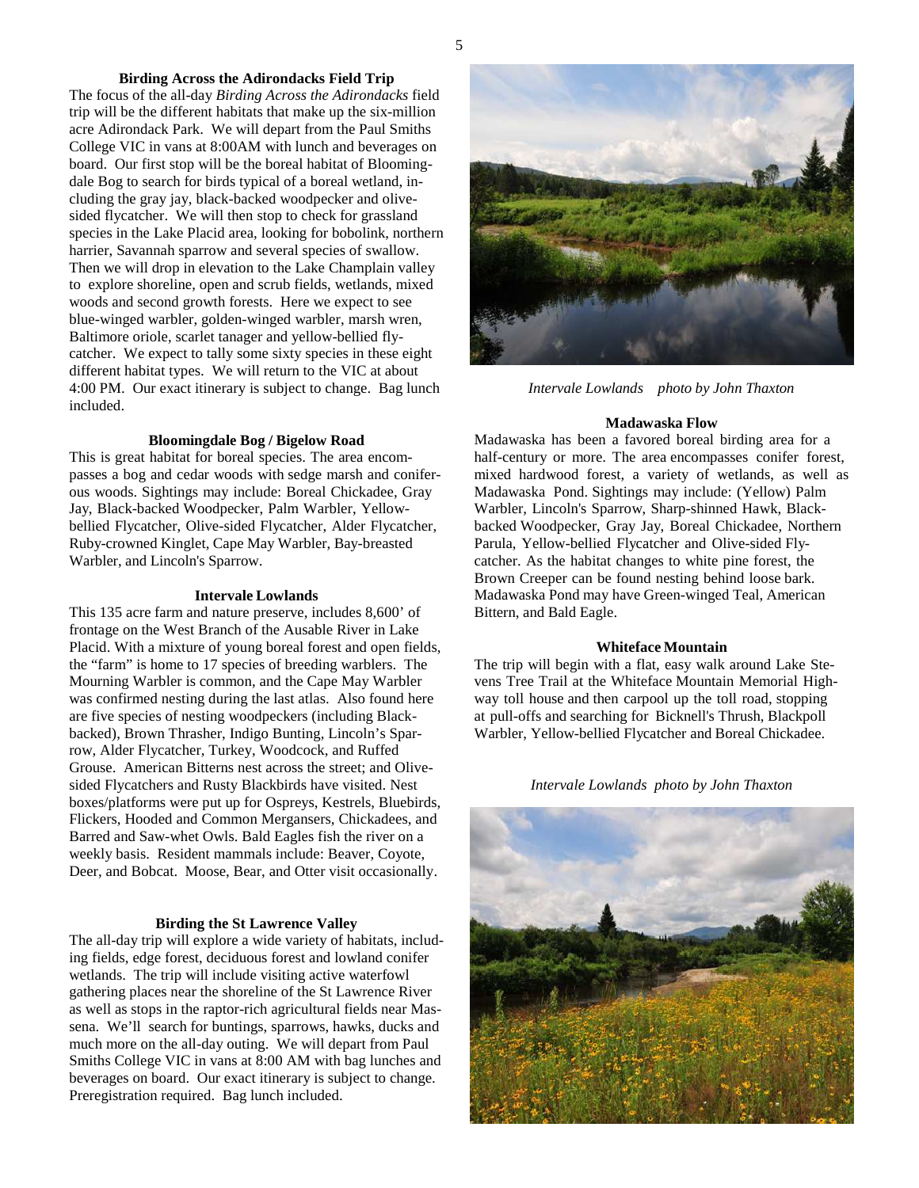### Birding Across the Adirondacks Field Trip

The focus of the all-day *Birding Across the Adirondacks* field trip will be the different habitats that make up the six-million acre Adirondack Park. We will depart from the Paul Smiths College VIC in vans at 8:00AM with lunch and beverages on board. Our first stop will be the boreal habitat of Bloomingdale Bog to search for birds typical of a boreal wetland, including the gray jay, black-backed woodpecker and olive-sided flycatcher. We will then stop to check for grassland species in the Lake Placid area, looking for bobolink, northern harrier, Savannah sparrow and several species of swallow. Then we will drop in elevation to the Lake Champlain valley to explore shoreline, open and scrub fields, wetlands, mixed woods and second growth forests. Here we expect to see blue-winged warbler, golden-winged warbler, marsh wren, Baltimore oriole, scarlet tanager and yellow-bellied flycatcher. We expect to tally some sixty species in these eight different habitat types. We will return to the VIC at about 4:00 PM. Our exact itinerary is subject to change. Bag lunch included.

### Bloomingdale Bog / Bigelow Road

This is great habitat for boreal species. The area encompasses a bog and cedar woods with sedge marsh and coniferous woods. Sightings may include: Boreal Chickadee, Gray Jay, Black-backed Woodpecker, Palm Warbler, Yellow-bellied Flycatcher, Olive-sided Flycatcher, Alder Flycatcher, Ruby-crowned Kinglet, Cape May Warbler, Bay-breasted Warbler, and Lincoln's Sparrow.

### Intervale Lowlands

This 135 acre farm and nature preserve, includes 8,600' of frontage on the West Branch of the Ausable River in Lake Placid. With a mixture of young boreal forest and open fields, the "farm" is home to 17 species of breeding warblers. The Mourning Warbler is common, and the Cape May Warbler was confirmed nesting during the last atlas. Also found here are five species of nesting woodpeckers (including Black-backed), Brown Thrasher, Indigo Bunting, Lincoln's Sparrow, Alder Flycatcher, Turkey, Woodcock, and Ruffed Grouse. American Bitterns nest across the street; and Olive-sided Flycatchers and Rusty Blackbirds have visited. Nest boxes/platforms were put up for Ospreys, Kestrels, Bluebirds, Flickers, Hooded and Common Mergansers, Chickadees, and Barred and Saw-whet Owls. Bald Eagles fish the river on a weekly basis. Resident mammals include: Beaver, Coyote, Deer, and Bobcat. Moose, Bear, and Otter visit occasionally.

### Birding the St Lawrence Valley

The all-day trip will explore a wide variety of habitats, including fields, edge forest, deciduous forest and lowland conifer wetlands. The trip will include visiting active waterfowl gathering places near the shoreline of the St Lawrence River as well as stops in the raptor-rich agricultural fields near Massena. We'll search for buntings, sparrows, hawks, ducks and much more on the all-day outing. We will depart from Paul Smiths College VIC in vans at 8:00 AM with bag lunches and beverages on board. Our exact itinerary is subject to change. Preregistration required. Bag lunch included.

*Intervale Lowlands photo by John Thaxton*

### Madawaska Flow

Madawaska has been a favored boreal birding area for a half-century or more. The area encompasses conifer forest, mixed hardwood forest, a variety of wetlands, as well as Madawaska Pond. Sightings may include: (Yellow) Palm Warbler, Lincoln's Sparrow, Sharp-shinned Hawk, Black-backed Woodpecker, Gray Jay, Boreal Chickadee, Northern Parula, Yellow-bellied Flycatcher and Olive-sided Flycatcher. As the habitat changes to white pine forest, the Brown Creeper can be found nesting behind loose bark. Madawaska Pond may have Green-winged Teal, American Bittern, and Bald Eagle.

### Whiteface Mountain

The trip will begin with a flat, easy walk around Lake Stevens Tree Trail at the Whiteface Mountain Memorial Highway toll house and then carpool up the toll road, stopping at pull-offs and searching for Bicknell's Thrush, Blackpoll Warbler, Yellow-bellied Flycatcher and Boreal Chickadee.

*Intervale Lowlands photo by John Thaxton*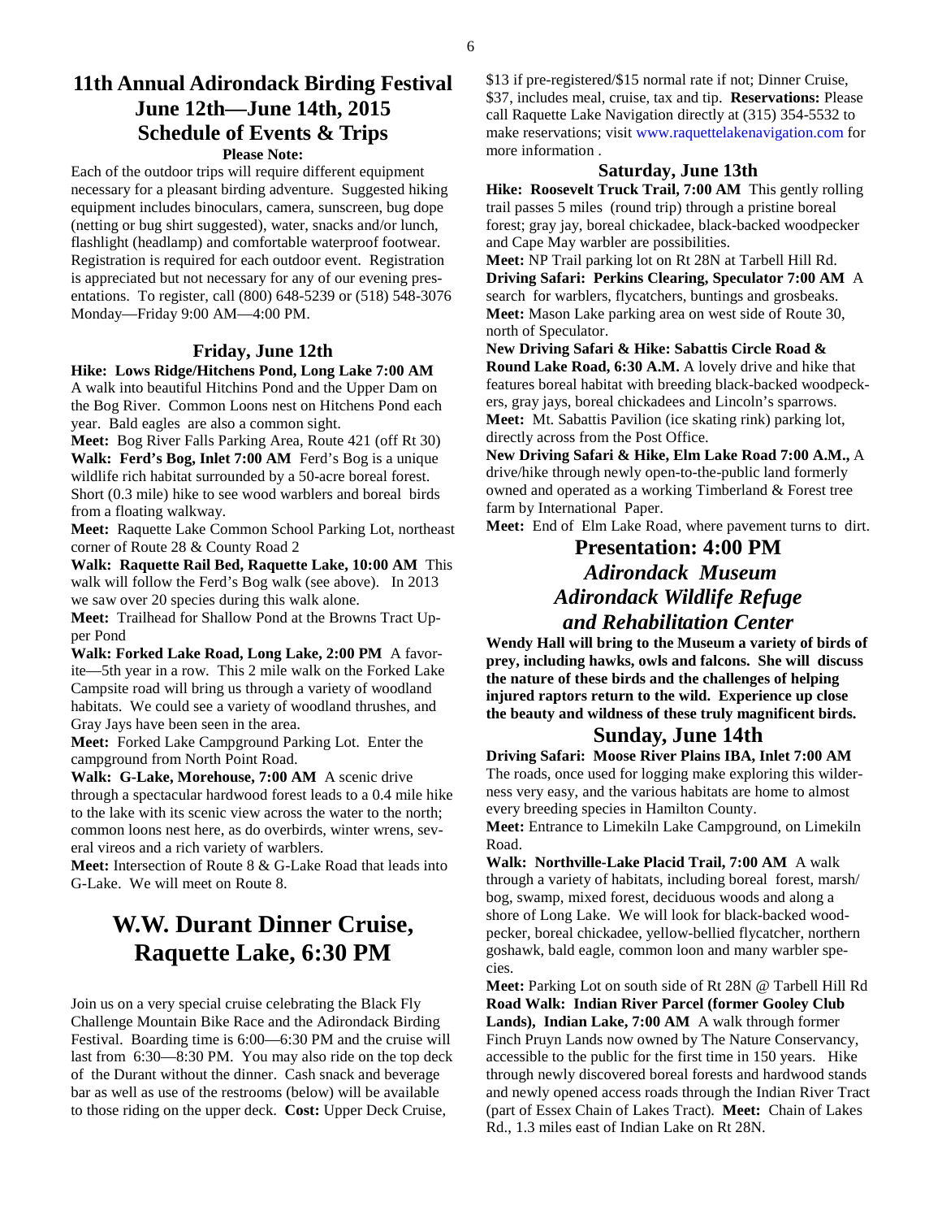# 11th Annual Adirondack Birding Festival June 12th—June 14th, 2015 Schedule of Events & Trips

**Please Note:**

Each of the outdoor trips will require different equipment necessary for a pleasant birding adventure. Suggested hiking equipment includes binoculars, camera, sunscreen, bug dope (netting or bug shirt suggested), water, snacks and/or lunch, flashlight (headlamp) and comfortable waterproof footwear. Registration is required for each outdoor event. Registration is appreciated but not necessary for any of our evening presentations. To register, call (800) 648-5239 or (518) 548-3076 Monday—Friday 9:00 AM—4:00 PM.

## Friday, June 12th

**Hike: Lows Ridge/Hitchens Pond, Long Lake 7:00 AM** A walk into beautiful Hitchins Pond and the Upper Dam on the Bog River. Common Loons nest on Hitchens Pond each year. Bald eagles are also a common sight.

**Meet:** Bog River Falls Parking Area, Route 421 (off Rt 30)

**Walk: Ferd's Bog, Inlet 7:00 AM** Ferd's Bog is a unique wildlife rich habitat surrounded by a 50-acre boreal forest. Short (0.3 mile) hike to see wood warblers and boreal birds from a floating walkway.

**Meet:** Raquette Lake Common School Parking Lot, northeast corner of Route 28 & County Road 2

**Walk: Raquette Rail Bed, Raquette Lake, 10:00 AM** This walk will follow the Ferd's Bog walk (see above). In 2013 we saw over 20 species during this walk alone.

**Meet:** Trailhead for Shallow Pond at the Browns Tract Upper Pond

**Walk: Forked Lake Road, Long Lake, 2:00 PM** A favorite—5th year in a row. This 2 mile walk on the Forked Lake Campsite road will bring us through a variety of woodland habitats. We could see a variety of woodland thrushes, and Gray Jays have been seen in the area.

**Meet:** Forked Lake Campground Parking Lot. Enter the campground from North Point Road.

**Walk: G-Lake, Morehouse, 7:00 AM** A scenic drive through a spectacular hardwood forest leads to a 0.4 mile hike to the lake with its scenic view across the water to the north; common loons nest here, as do overbirds, winter wrens, several vireos and a rich variety of warblers.

**Meet:** Intersection of Route 8 & G-Lake Road that leads into G-Lake. We will meet on Route 8.

# W.W. Durant Dinner Cruise, Raquette Lake, 6:30 PM

Join us on a very special cruise celebrating the Black Fly Challenge Mountain Bike Race and the Adirondack Birding Festival. Boarding time is 6:00—6:30 PM and the cruise will last from 6:30—8:30 PM. You may also ride on the top deck of the Durant without the dinner. Cash snack and beverage bar as well as use of the restrooms (below) will be available to those riding on the upper deck. **Cost:** Upper Deck Cruise, $13 if pre-registered/$15 normal rate if not; Dinner Cruise, $37, includes meal, cruise, tax and tip. **Reservations:** Please call Raquette Lake Navigation directly at (315) 354-5532 to make reservations; visit www.raquettelakenavigation.com for more information .

## Saturday, June 13th

**Hike: Roosevelt Truck Trail, 7:00 AM** This gently rolling trail passes 5 miles (round trip) through a pristine boreal forest; gray jay, boreal chickadee, black-backed woodpecker and Cape May warbler are possibilities.

**Meet:** NP Trail parking lot on Rt 28N at Tarbell Hill Rd.

**Driving Safari: Perkins Clearing, Speculator 7:00 AM** A search for warblers, flycatchers, buntings and grosbeaks.

**Meet:** Mason Lake parking area on west side of Route 30, north of Speculator.

**New Driving Safari & Hike: Sabattis Circle Road & Round Lake Road, 6:30 A.M.** A lovely drive and hike that features boreal habitat with breeding black-backed woodpeckers, gray jays, boreal chickadees and Lincoln's sparrows.

**Meet:** Mt. Sabattis Pavilion (ice skating rink) parking lot, directly across from the Post Office.

**New Driving Safari & Hike, Elm Lake Road 7:00 A.M.,** A drive/hike through newly open-to-the-public land formerly owned and operated as a working Timberland & Forest tree farm by International Paper.

**Meet:** End of Elm Lake Road, where pavement turns to dirt.

## Presentation: 4:00 PM *Adirondack Museum Adirondack Wildlife Refuge and Rehabilitation Center*

**Wendy Hall will bring to the Museum a variety of birds of prey, including hawks, owls and falcons. She will discuss the nature of these birds and the challenges of helping injured raptors return to the wild. Experience up close the beauty and wildness of these truly magnificent birds.**

## Sunday, June 14th

**Driving Safari: Moose River Plains IBA, Inlet 7:00 AM** The roads, once used for logging make exploring this wilderness very easy, and the various habitats are home to almost every breeding species in Hamilton County.

**Meet:** Entrance to Limekiln Lake Campground, on Limekiln Road.

**Walk: Northville-Lake Placid Trail, 7:00 AM** A walk through a variety of habitats, including boreal forest, marsh/ bog, swamp, mixed forest, deciduous woods and along a shore of Long Lake. We will look for black-backed woodpecker, boreal chickadee, yellow-bellied flycatcher, northern goshawk, bald eagle, common loon and many warbler species.

**Meet:** Parking Lot on south side of Rt 28N @ Tarbell Hill Rd

**Road Walk: Indian River Parcel (former Gooley Club Lands), Indian Lake, 7:00 AM** A walk through former Finch Pruyn Lands now owned by The Nature Conservancy, accessible to the public for the first time in 150 years. Hike through newly discovered boreal forests and hardwood stands and newly opened access roads through the Indian River Tract (part of Essex Chain of Lakes Tract). **Meet:** Chain of Lakes Rd., 1.3 miles east of Indian Lake on Rt 28N.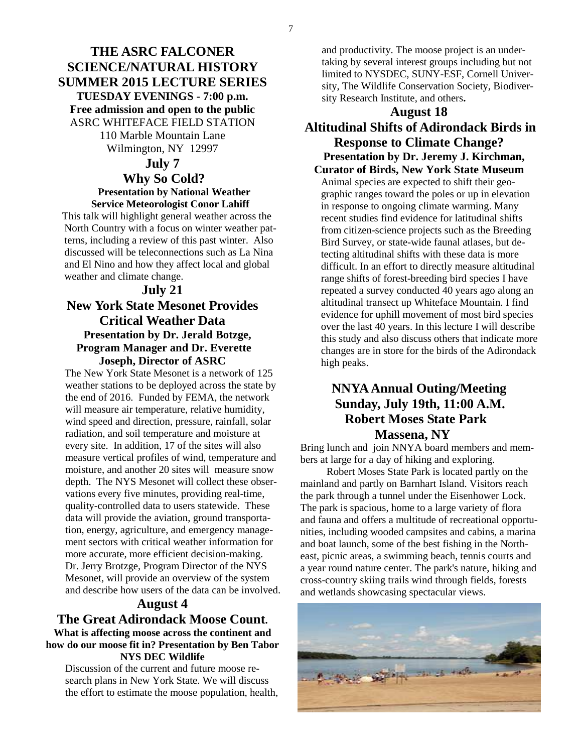# THE ASRC FALCONER SCIENCE/NATURAL HISTORY SUMMER 2015 LECTURE SERIES

**TUESDAY EVENINGS - 7:00 p.m.**

**Free admission and open to the public**

ASRC WHITEFACE FIELD STATION
110 Marble Mountain Lane
Wilmington, NY 12997

## July 7

## Why So Cold?

**Presentation by National Weather Service Meteorologist Conor Lahiff**

This talk will highlight general weather across the North Country with a focus on winter weather patterns, including a review of this past winter. Also discussed will be teleconnections such as La Nina and El Nino and how they affect local and global weather and climate change.

## July 21

## New York State Mesonet Provides Critical Weather Data

**Presentation by Dr. Jerald Botzge, Program Manager and Dr. Everette Joseph, Director of ASRC**

The New York State Mesonet is a network of 125 weather stations to be deployed across the state by the end of 2016. Funded by FEMA, the network will measure air temperature, relative humidity, wind speed and direction, pressure, rainfall, solar radiation, and soil temperature and moisture at every site. In addition, 17 of the sites will also measure vertical profiles of wind, temperature and moisture, and another 20 sites will measure snow depth. The NYS Mesonet will collect these observations every five minutes, providing real-time, quality-controlled data to users statewide. These data will provide the aviation, ground transportation, energy, agriculture, and emergency management sectors with critical weather information for more accurate, more efficient decision-making. Dr. Jerry Brotzge, Program Director of the NYS Mesonet, will provide an overview of the system and describe how users of the data can be involved.

## August 4

## The Great Adirondack Moose Count.

**What is affecting moose across the continent and how do our moose fit in? Presentation by Ben Tabor NYS DEC Wildlife**

Discussion of the current and future moose research plans in New York State. We will discuss the effort to estimate the moose population, health, and productivity. The moose project is an undertaking by several interest groups including but not limited to NYSDEC, SUNY-ESF, Cornell University, The Wildlife Conservation Society, Biodiversity Research Institute, and others**.**

## August 18

## Altitudinal Shifts of Adirondack Birds in Response to Climate Change?

**Presentation by Dr. Jeremy J. Kirchman, Curator of Birds, New York State Museum**

Animal species are expected to shift their geographic ranges toward the poles or up in elevation in response to ongoing climate warming. Many recent studies find evidence for latitudinal shifts from citizen-science projects such as the Breeding Bird Survey, or state-wide faunal atlases, but detecting altitudinal shifts with these data is more difficult. In an effort to directly measure altitudinal range shifts of forest-breeding bird species I have repeated a survey conducted 40 years ago along an altitudinal transect up Whiteface Mountain. I find evidence for uphill movement of most bird species over the last 40 years. In this lecture I will describe this study and also discuss others that indicate more changes are in store for the birds of the Adirondack high peaks.

# NNYA Annual Outing/Meeting Sunday, July 19th, 11:00 A.M. Robert Moses State Park Massena, NY

Bring lunch and join NNYA board members and members at large for a day of hiking and exploring.

Robert Moses State Park is located partly on the mainland and partly on Barnhart Island. Visitors reach the park through a tunnel under the Eisenhower Lock. The park is spacious, home to a large variety of flora and fauna and offers a multitude of recreational opportunities, including wooded campsites and cabins, a marina and boat launch, some of the best fishing in the Northeast, picnic areas, a swimming beach, tennis courts and a year round nature center. The park's nature, hiking and cross-country skiing trails wind through fields, forests and wetlands showcasing spectacular views.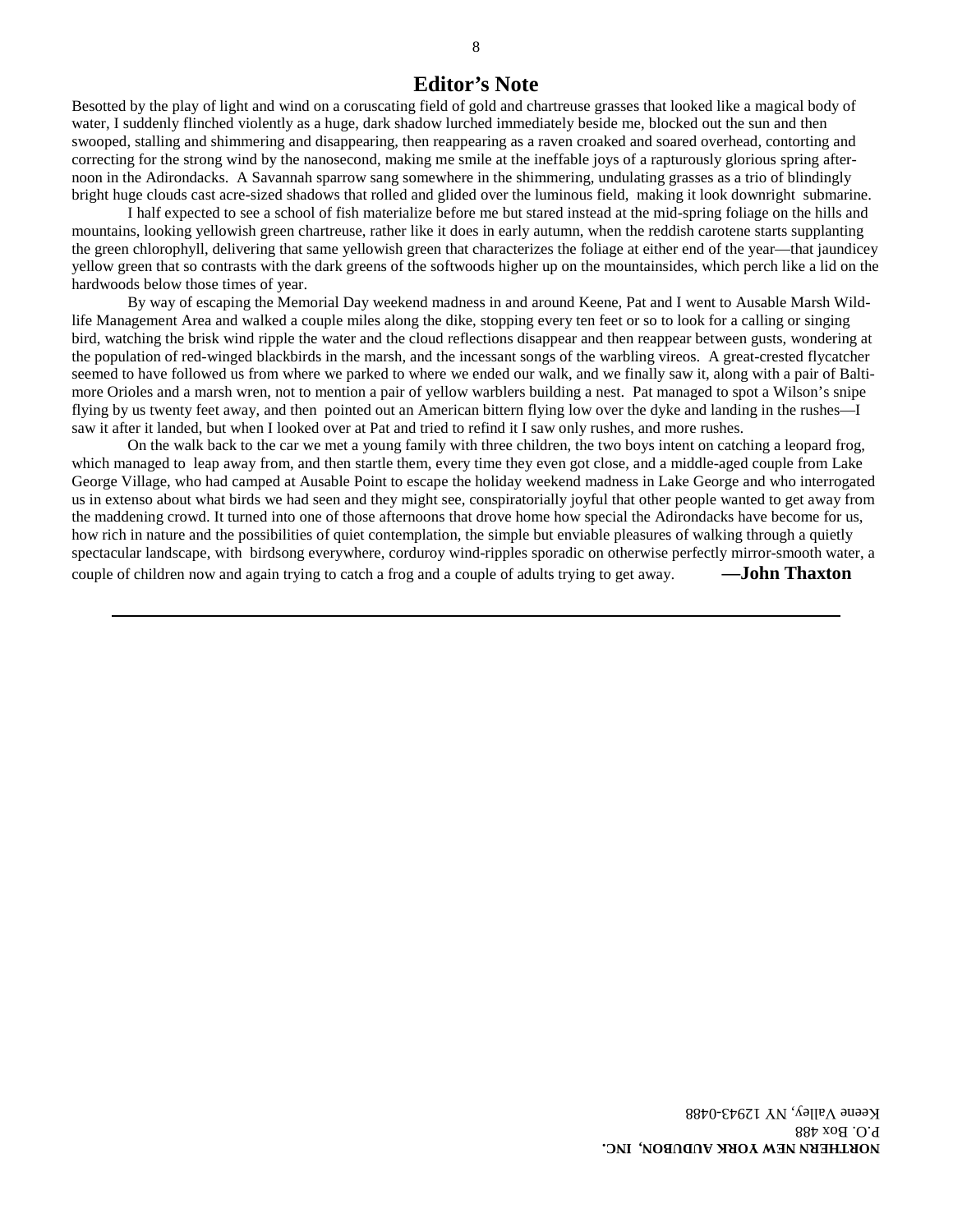## Editor's Note

Besotted by the play of light and wind on a coruscating field of gold and chartreuse grasses that looked like a magical body of water, I suddenly flinched violently as a huge, dark shadow lurched immediately beside me, blocked out the sun and then swooped, stalling and shimmering and disappearing, then reappearing as a raven croaked and soared overhead, contorting and correcting for the strong wind by the nanosecond, making me smile at the ineffable joys of a rapturously glorious spring afternoon in the Adirondacks. A Savannah sparrow sang somewhere in the shimmering, undulating grasses as a trio of blindingly bright huge clouds cast acre-sized shadows that rolled and glided over the luminous field, making it look downright submarine.

I half expected to see a school of fish materialize before me but stared instead at the mid-spring foliage on the hills and mountains, looking yellowish green chartreuse, rather like it does in early autumn, when the reddish carotene starts supplanting the green chlorophyll, delivering that same yellowish green that characterizes the foliage at either end of the year—that jaundicey yellow green that so contrasts with the dark greens of the softwoods higher up on the mountainsides, which perch like a lid on the hardwoods below those times of year.

By way of escaping the Memorial Day weekend madness in and around Keene, Pat and I went to Ausable Marsh Wildlife Management Area and walked a couple miles along the dike, stopping every ten feet or so to look for a calling or singing bird, watching the brisk wind ripple the water and the cloud reflections disappear and then reappear between gusts, wondering at the population of red-winged blackbirds in the marsh, and the incessant songs of the warbling vireos. A great-crested flycatcher seemed to have followed us from where we parked to where we ended our walk, and we finally saw it, along with a pair of Baltimore Orioles and a marsh wren, not to mention a pair of yellow warblers building a nest. Pat managed to spot a Wilson's snipe flying by us twenty feet away, and then pointed out an American bittern flying low over the dyke and landing in the rushes—I saw it after it landed, but when I looked over at Pat and tried to refind it I saw only rushes, and more rushes.

On the walk back to the car we met a young family with three children, the two boys intent on catching a leopard frog, which managed to leap away from, and then startle them, every time they even got close, and a middle-aged couple from Lake George Village, who had camped at Ausable Point to escape the holiday weekend madness in Lake George and who interrogated us in extenso about what birds we had seen and they might see, conspiratorially joyful that other people wanted to get away from the maddening crowd. It turned into one of those afternoons that drove home how special the Adirondacks have become for us, how rich in nature and the possibilities of quiet contemplation, the simple but enviable pleasures of walking through a quietly spectacular landscape, with birdsong everywhere, corduroy wind-ripples sporadic on otherwise perfectly mirror-smooth water, a couple of children now and again trying to catch a frog and a couple of adults trying to get away. **—John Thaxton**

---

**NORTHERN NEW YORK AUDUBON, INC.**
P.O. Box 488
Keene Valley, NY 12943-0488